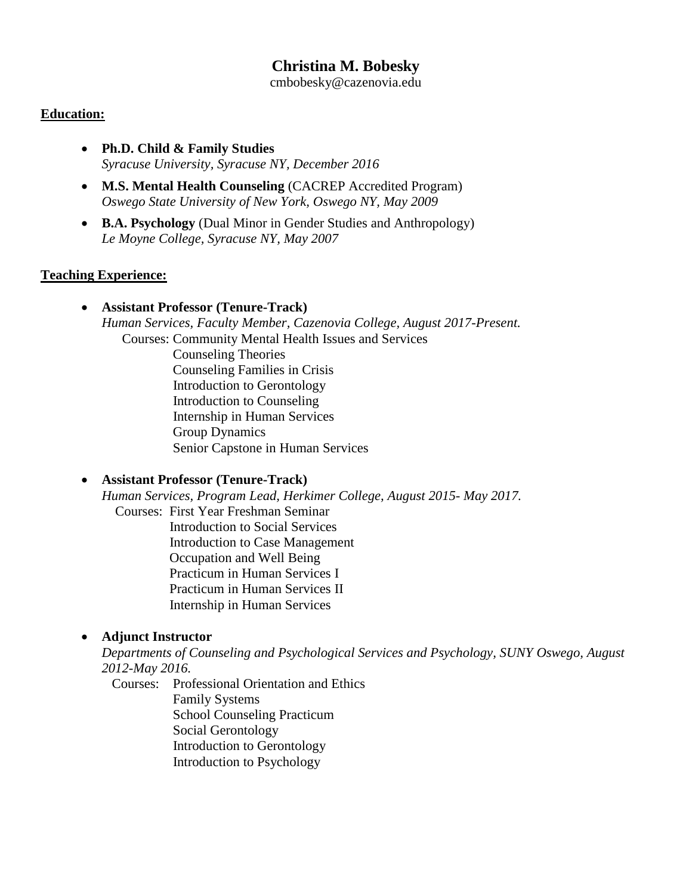# Christina M. Bobesky

cmbobesky@cazenovia.edu

## Education:

- **Ph.D. Child & Family Studies**
  *Syracuse University, Syracuse NY, December 2016*
- **M.S. Mental Health Counseling** (CACREP Accredited Program)
  *Oswego State University of New York, Oswego NY, May 2009*
- **B.A. Psychology** (Dual Minor in Gender Studies and Anthropology)
  *Le Moyne College, Syracuse NY, May 2007*

## Teaching Experience:

- **Assistant Professor (Tenure-Track)**
  *Human Services, Faculty Member, Cazenovia College, August 2017-Present.*
  Courses: Community Mental Health Issues and Services
  Counseling Theories
  Counseling Families in Crisis
  Introduction to Gerontology
  Introduction to Counseling
  Internship in Human Services
  Group Dynamics
  Senior Capstone in Human Services

- **Assistant Professor (Tenure-Track)**
  *Human Services, Program Lead, Herkimer College, August 2015- May 2017.*
  Courses: First Year Freshman Seminar
  Introduction to Social Services
  Introduction to Case Management
  Occupation and Well Being
  Practicum in Human Services I
  Practicum in Human Services II
  Internship in Human Services

- **Adjunct Instructor**
  *Departments of Counseling and Psychological Services and Psychology, SUNY Oswego, August 2012-May 2016.*
  Courses: Professional Orientation and Ethics
  Family Systems
  School Counseling Practicum
  Social Gerontology
  Introduction to Gerontology
  Introduction to Psychology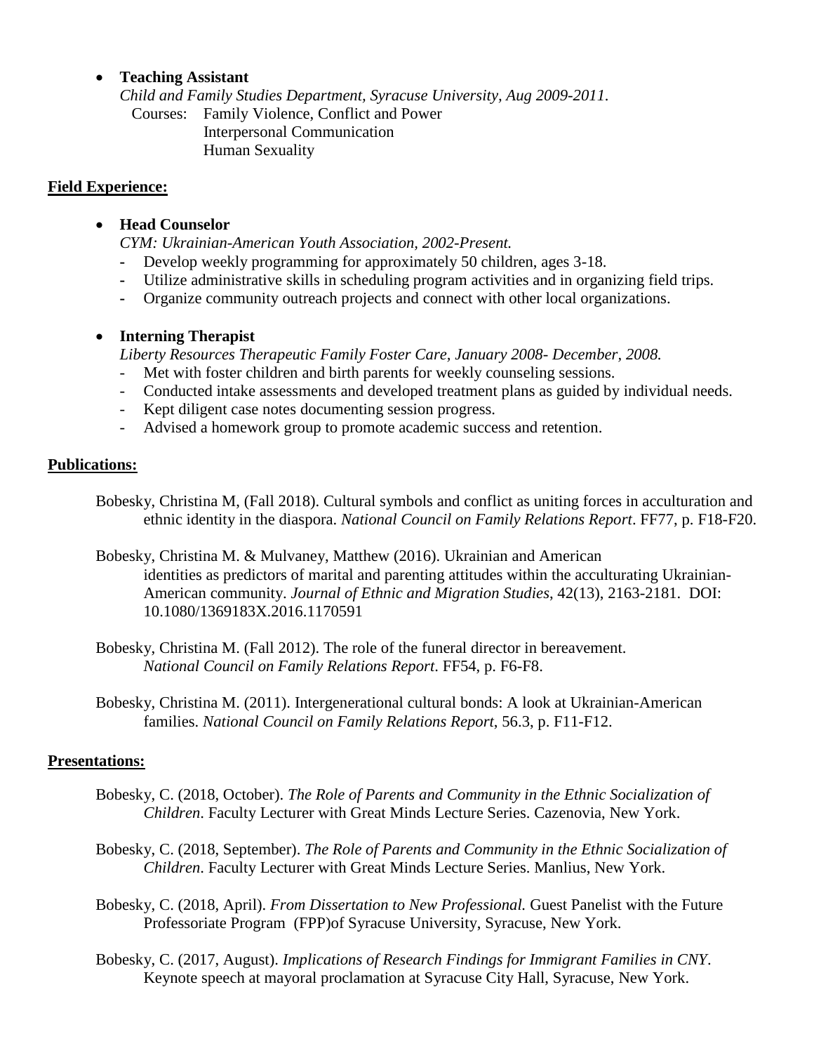- **Teaching Assistant**
  *Child and Family Studies Department, Syracuse University, Aug 2009-2011.*
  Courses: Family Violence, Conflict and Power
  Interpersonal Communication
  Human Sexuality

## Field Experience:

- **Head Counselor**
  *CYM: Ukrainian-American Youth Association, 2002-Present.*
  - Develop weekly programming for approximately 50 children, ages 3-18.
  - Utilize administrative skills in scheduling program activities and in organizing field trips.
  - Organize community outreach projects and connect with other local organizations.

- **Interning Therapist**
  *Liberty Resources Therapeutic Family Foster Care, January 2008- December, 2008.*
  - Met with foster children and birth parents for weekly counseling sessions.
  - Conducted intake assessments and developed treatment plans as guided by individual needs.
  - Kept diligent case notes documenting session progress.
  - Advised a homework group to promote academic success and retention.

## Publications:

Bobesky, Christina M, (Fall 2018). Cultural symbols and conflict as uniting forces in acculturation and ethnic identity in the diaspora. *National Council on Family Relations Report*. FF77, p. F18-F20.

Bobesky, Christina M. & Mulvaney, Matthew (2016). Ukrainian and American identities as predictors of marital and parenting attitudes within the acculturating Ukrainian-American community. *Journal of Ethnic and Migration Studies*, 42(13), 2163-2181. DOI: 10.1080/1369183X.2016.1170591

Bobesky, Christina M. (Fall 2012). The role of the funeral director in bereavement. *National Council on Family Relations Report*. FF54, p. F6-F8.

Bobesky, Christina M. (2011). Intergenerational cultural bonds: A look at Ukrainian-American families. *National Council on Family Relations Report*, 56.3, p. F11-F12.

## Presentations:

Bobesky, C. (2018, October). *The Role of Parents and Community in the Ethnic Socialization of Children*. Faculty Lecturer with Great Minds Lecture Series. Cazenovia, New York.

Bobesky, C. (2018, September). *The Role of Parents and Community in the Ethnic Socialization of Children*. Faculty Lecturer with Great Minds Lecture Series. Manlius, New York.

Bobesky, C. (2018, April). *From Dissertation to New Professional.* Guest Panelist with the Future Professoriate Program (FPP)of Syracuse University, Syracuse, New York.

Bobesky, C. (2017, August). *Implications of Research Findings for Immigrant Families in CNY*. Keynote speech at mayoral proclamation at Syracuse City Hall, Syracuse, New York.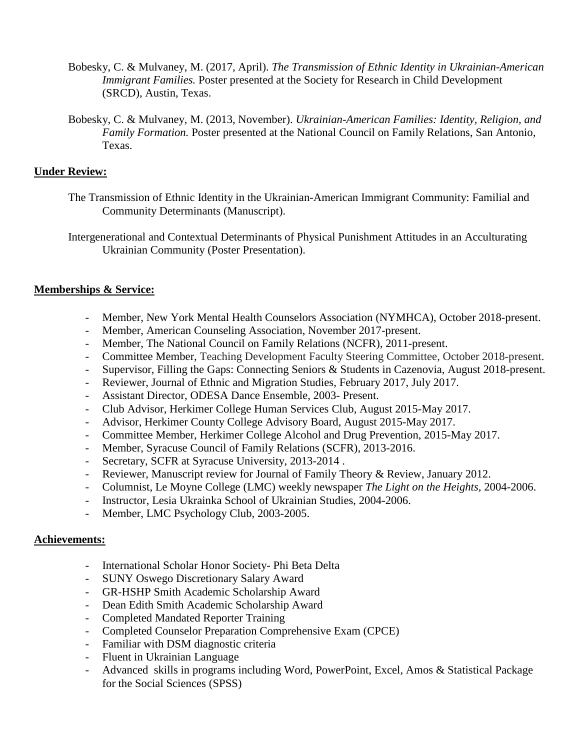Bobesky, C. & Mulvaney, M. (2017, April). *The Transmission of Ethnic Identity in Ukrainian-American Immigrant Families.* Poster presented at the Society for Research in Child Development (SRCD), Austin, Texas.

Bobesky, C. & Mulvaney, M. (2013, November). *Ukrainian-American Families: Identity, Religion, and Family Formation.* Poster presented at the National Council on Family Relations, San Antonio, Texas.

## Under Review:

The Transmission of Ethnic Identity in the Ukrainian-American Immigrant Community: Familial and Community Determinants (Manuscript).

Intergenerational and Contextual Determinants of Physical Punishment Attitudes in an Acculturating Ukrainian Community (Poster Presentation).

## Memberships & Service:

- Member, New York Mental Health Counselors Association (NYMHCA), October 2018-present.
- Member, American Counseling Association, November 2017-present.
- Member, The National Council on Family Relations (NCFR), 2011-present.
- Committee Member, Teaching Development Faculty Steering Committee, October 2018-present.
- Supervisor, Filling the Gaps: Connecting Seniors & Students in Cazenovia, August 2018-present.
- Reviewer, Journal of Ethnic and Migration Studies, February 2017, July 2017.
- Assistant Director, ODESA Dance Ensemble, 2003- Present.
- Club Advisor, Herkimer College Human Services Club, August 2015-May 2017.
- Advisor, Herkimer County College Advisory Board, August 2015-May 2017.
- Committee Member, Herkimer College Alcohol and Drug Prevention, 2015-May 2017.
- Member, Syracuse Council of Family Relations (SCFR), 2013-2016.
- Secretary, SCFR at Syracuse University, 2013-2014 .
- Reviewer, Manuscript review for Journal of Family Theory & Review, January 2012.
- Columnist, Le Moyne College (LMC) weekly newspaper *The Light on the Heights,* 2004-2006.
- Instructor, Lesia Ukrainka School of Ukrainian Studies, 2004-2006.
- Member, LMC Psychology Club, 2003-2005.

## Achievements:

- International Scholar Honor Society- Phi Beta Delta
- SUNY Oswego Discretionary Salary Award
- GR-HSHP Smith Academic Scholarship Award
- Dean Edith Smith Academic Scholarship Award
- Completed Mandated Reporter Training
- Completed Counselor Preparation Comprehensive Exam (CPCE)
- Familiar with DSM diagnostic criteria
- Fluent in Ukrainian Language
- Advanced skills in programs including Word, PowerPoint, Excel, Amos & Statistical Package for the Social Sciences (SPSS)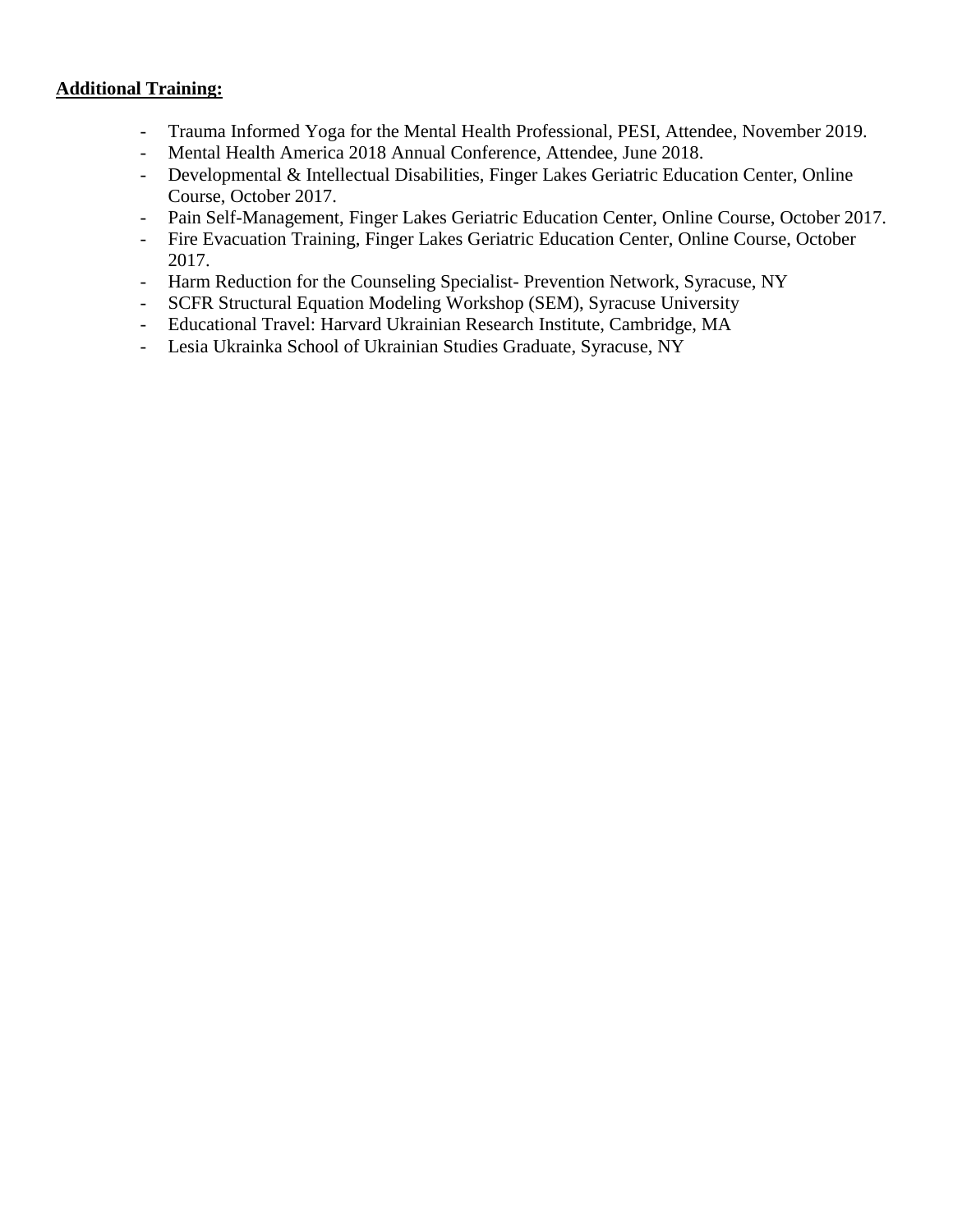**Additional Training:**

- Trauma Informed Yoga for the Mental Health Professional, PESI, Attendee, November 2019.
- Mental Health America 2018 Annual Conference, Attendee, June 2018.
- Developmental & Intellectual Disabilities, Finger Lakes Geriatric Education Center, Online Course, October 2017.
- Pain Self-Management, Finger Lakes Geriatric Education Center, Online Course, October 2017.
- Fire Evacuation Training, Finger Lakes Geriatric Education Center, Online Course, October 2017.
- Harm Reduction for the Counseling Specialist- Prevention Network, Syracuse, NY
- SCFR Structural Equation Modeling Workshop (SEM), Syracuse University
- Educational Travel: Harvard Ukrainian Research Institute, Cambridge, MA
- Lesia Ukrainka School of Ukrainian Studies Graduate, Syracuse, NY